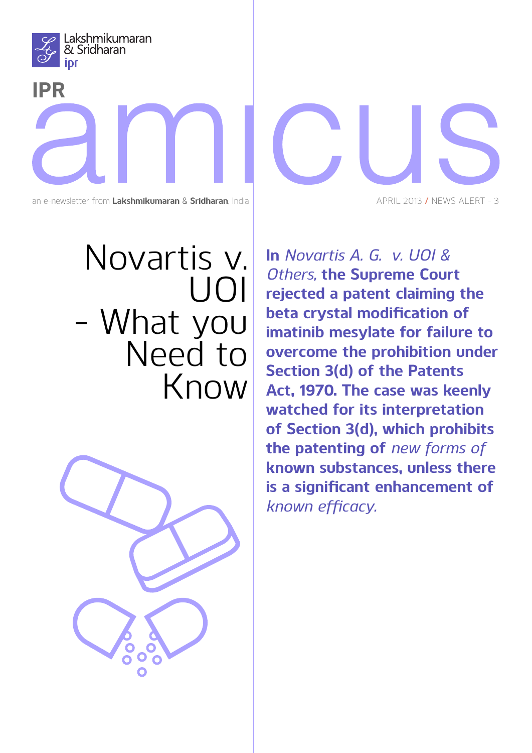Lakshmikumaran & Sridharan ipr

# IPR amicus

an e-newsletter from **Lakshmikumaran** & **Sridharan**, India

APRIL 2013 / NEWS ALERT - 3

# Novartis v. UOI - What you Need to Know

**In** ***Novartis A. G. v. UOI & Others*****, the Supreme Court rejected a patent claiming the beta crystal modification of imatinib mesylate for failure to overcome the prohibition under Section 3(d) of the Patents Act, 1970. The case was keenly watched for its interpretation of Section 3(d), which prohibits the patenting of** ***new forms of*** **known substances, unless there is a significant enhancement of** ***known efficacy.***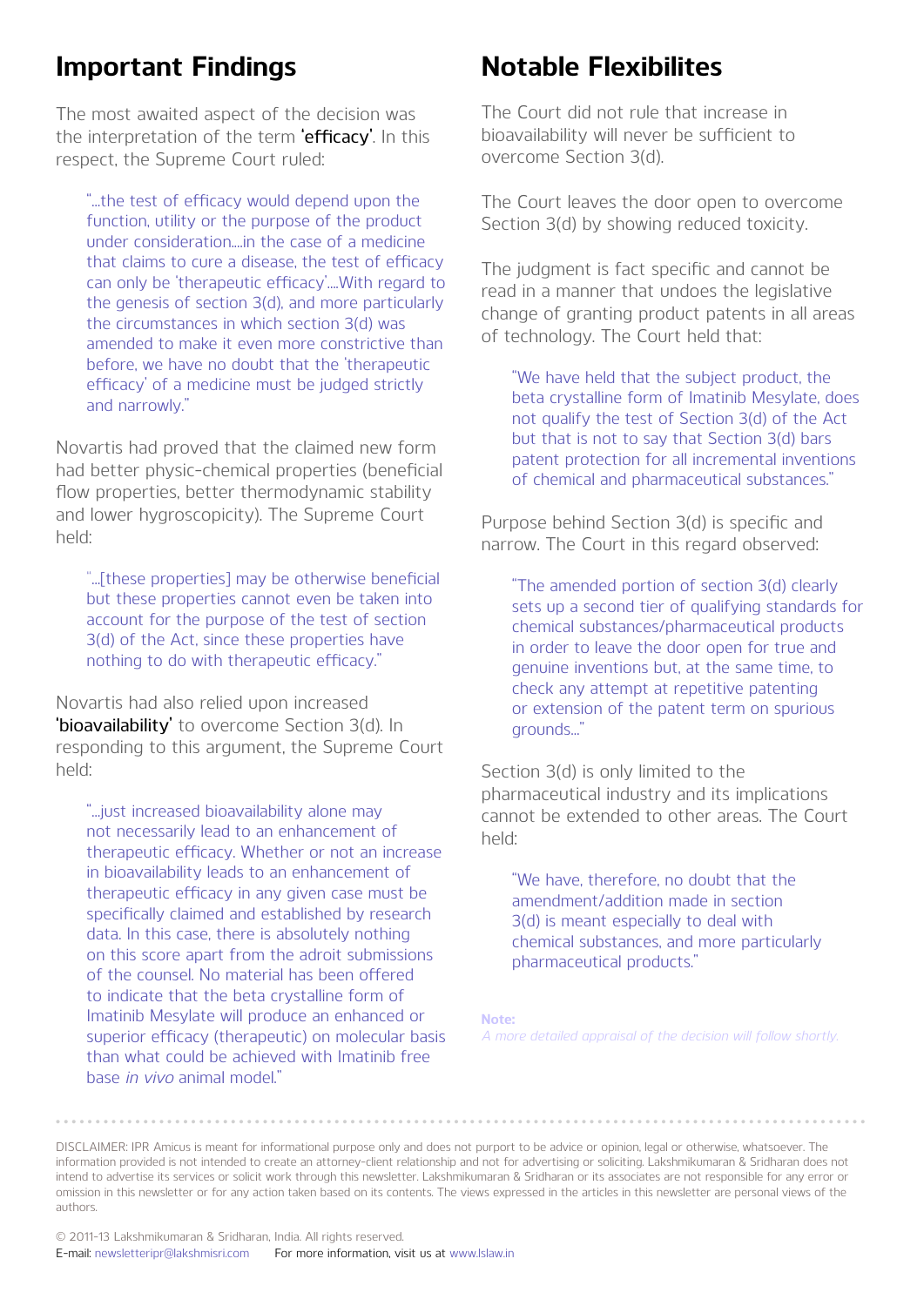## Important Findings

The most awaited aspect of the decision was the interpretation of the term **'efficacy'**. In this respect, the Supreme Court ruled:

> "...the test of efficacy would depend upon the function, utility or the purpose of the product under consideration....in the case of a medicine that claims to cure a disease, the test of efficacy can only be 'therapeutic efficacy'....With regard to the genesis of section 3(d), and more particularly the circumstances in which section 3(d) was amended to make it even more constrictive than before, we have no doubt that the 'therapeutic efficacy' of a medicine must be judged strictly and narrowly."

Novartis had proved that the claimed new form had better physic-chemical properties (beneficial flow properties, better thermodynamic stability and lower hygroscopicity). The Supreme Court held:

> "...[these properties] may be otherwise beneficial but these properties cannot even be taken into account for the purpose of the test of section 3(d) of the Act, since these properties have nothing to do with therapeutic efficacy."

Novartis had also relied upon increased **'bioavailability'** to overcome Section 3(d). In responding to this argument, the Supreme Court held:

> "...just increased bioavailability alone may not necessarily lead to an enhancement of therapeutic efficacy. Whether or not an increase in bioavailability leads to an enhancement of therapeutic efficacy in any given case must be specifically claimed and established by research data. In this case, there is absolutely nothing on this score apart from the adroit submissions of the counsel. No material has been offered to indicate that the beta crystalline form of Imatinib Mesylate will produce an enhanced or superior efficacy (therapeutic) on molecular basis than what could be achieved with Imatinib free base *in vivo* animal model."

## Notable Flexibilites

The Court did not rule that increase in bioavailability will never be sufficient to overcome Section 3(d).

The Court leaves the door open to overcome Section 3(d) by showing reduced toxicity.

The judgment is fact specific and cannot be read in a manner that undoes the legislative change of granting product patents in all areas of technology. The Court held that:

> "We have held that the subject product, the beta crystalline form of Imatinib Mesylate, does not qualify the test of Section 3(d) of the Act but that is not to say that Section 3(d) bars patent protection for all incremental inventions of chemical and pharmaceutical substances."

Purpose behind Section 3(d) is specific and narrow. The Court in this regard observed:

> "The amended portion of section 3(d) clearly sets up a second tier of qualifying standards for chemical substances/pharmaceutical products in order to leave the door open for true and genuine inventions but, at the same time, to check any attempt at repetitive patenting or extension of the patent term on spurious grounds..."

Section 3(d) is only limited to the pharmaceutical industry and its implications cannot be extended to other areas. The Court held:

> "We have, therefore, no doubt that the amendment/addition made in section 3(d) is meant especially to deal with chemical substances, and more particularly pharmaceutical products."

**Note:**
*A more detailed appraisal of the decision will follow shortly.*

---

DISCLAIMER: IPR Amicus is meant for informational purpose only and does not purport to be advice or opinion, legal or otherwise, whatsoever. The information provided is not intended to create an attorney-client relationship and not for advertising or soliciting. Lakshmikumaran & Sridharan does not intend to advertise its services or solicit work through this newsletter. Lakshmikumaran & Sridharan or its associates are not responsible for any error or omission in this newsletter or for any action taken based on its contents. The views expressed in the articles in this newsletter are personal views of the authors.

© 2011-13 Lakshmikumaran & Sridharan, India. All rights reserved.
E-mail: newsletteripr@lakshmisri.com For more information, visit us at www.lslaw.in